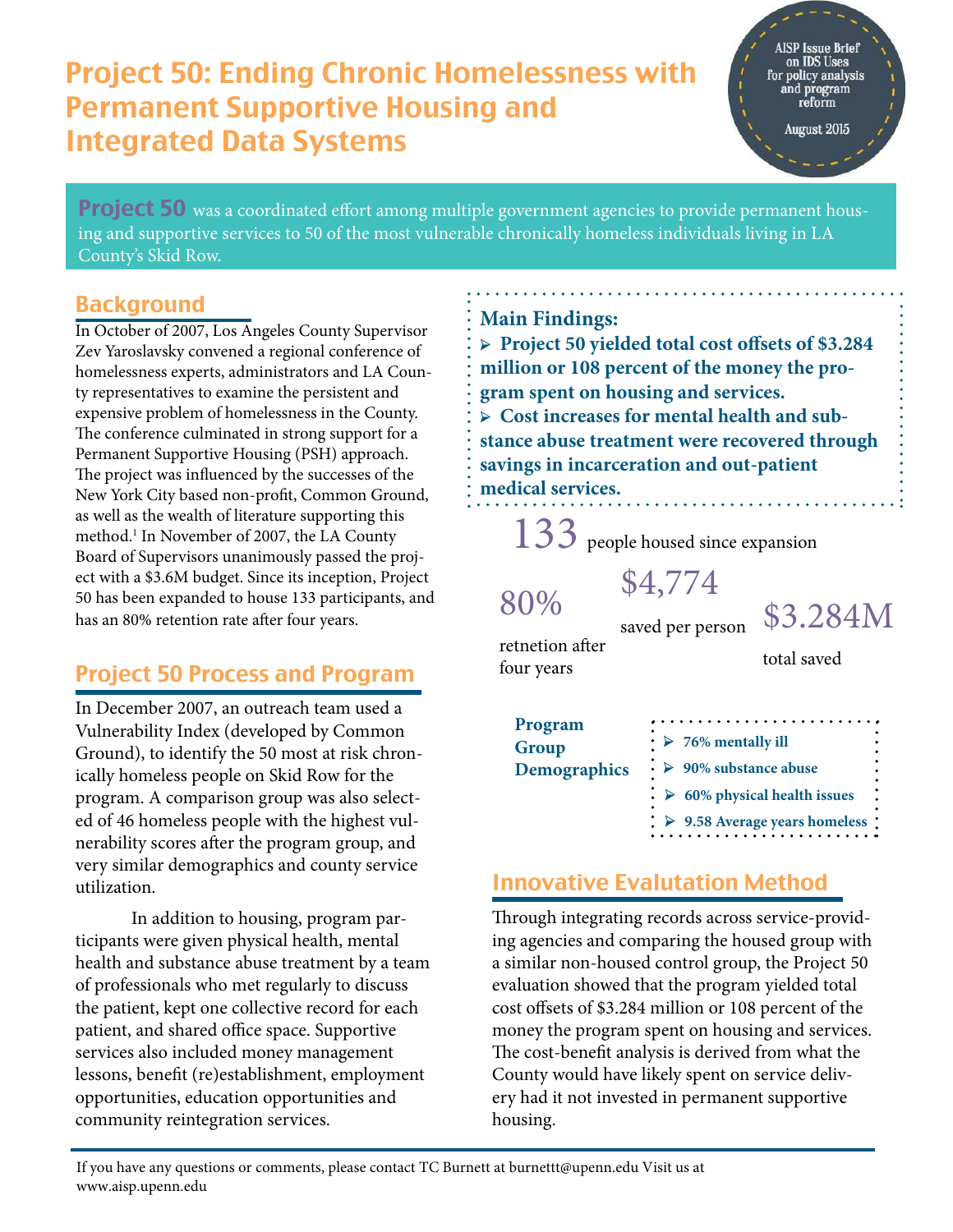# Project 50: Ending Chronic Homelessness with Permanent Supportive Housing and Integrated Data Systems

AISP Issue Brief on IDS Uses for policy analysis and program reform

August 2015

**Project 50** was a coordinated effort among multiple government agencies to provide permanent housing and supportive services to 50 of the most vulnerable chronically homeless individuals living in LA County's Skid Row.

## Background

In October of 2007, Los Angeles County Supervisor Zev Yaroslavsky convened a regional conference of homelessness experts, administrators and LA County representatives to examine the persistent and expensive problem of homelessness in the County. The conference culminated in strong support for a Permanent Supportive Housing (PSH) approach. The project was influenced by the successes of the New York City based non-profit, Common Ground, as well as the wealth of literature supporting this method.[1] In November of 2007, the LA County Board of Supervisors unanimously passed the project with a $3.6M budget. Since its inception, Project 50 has been expanded to house 133 participants, and has an 80% retention rate after four years.

## Project 50 Process and Program

In December 2007, an outreach team used a Vulnerability Index (developed by Common Ground), to identify the 50 most at risk chronically homeless people on Skid Row for the program. A comparison group was also selected of 46 homeless people with the highest vulnerability scores after the program group, and very similar demographics and county service utilization.

In addition to housing, program participants were given physical health, mental health and substance abuse treatment by a team of professionals who met regularly to discuss the patient, kept one collective record for each patient, and shared office space. Supportive services also included money management lessons, benefit (re)establishment, employment opportunities, education opportunities and community reintegration services.

**Main Findings:**

- **Project 50 yielded total cost offsets of $3.284 million or 108 percent of the money the program spent on housing and services.**
- **Cost increases for mental health and substance abuse treatment were recovered through savings in incarceration and out-patient medical services.**

**133** people housed since expansion

**80%** retnetion after four years

**$4,774** saved per person

**$3.284M** total saved

**Program Group Demographics**

- **76% mentally ill**
- **90% substance abuse**
- **60% physical health issues**
- **9.58 Average years homeless**

## Innovative Evaluation Method

Through integrating records across service-providing agencies and comparing the housed group with a similar non-housed control group, the Project 50 evaluation showed that the program yielded total cost offsets of $3.284 million or 108 percent of the money the program spent on housing and services. The cost-benefit analysis is derived from what the County would have likely spent on service delivery had it not invested in permanent supportive housing.

If you have any questions or comments, please contact TC Burnett at burnettt@upenn.edu Visit us at www.aisp.upenn.edu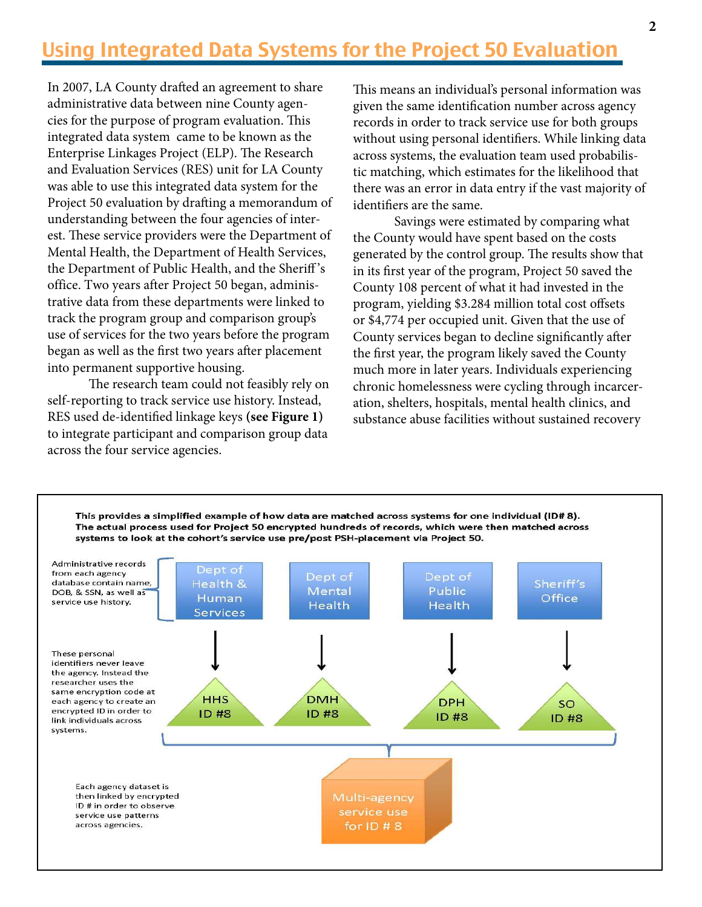# Using Integrated Data Systems for the Project 50 Evaluation

In 2007, LA County drafted an agreement to share administrative data between nine County agencies for the purpose of program evaluation. This integrated data system came to be known as the Enterprise Linkages Project (ELP). The Research and Evaluation Services (RES) unit for LA County was able to use this integrated data system for the Project 50 evaluation by drafting a memorandum of understanding between the four agencies of interest. These service providers were the Department of Mental Health, the Department of Health Services, the Department of Public Health, and the Sheriff's office. Two years after Project 50 began, administrative data from these departments were linked to track the program group and comparison group's use of services for the two years before the program began as well as the first two years after placement into permanent supportive housing.

The research team could not feasibly rely on self-reporting to track service use history. Instead, RES used de-identified linkage keys **(see Figure 1)** to integrate participant and comparison group data across the four service agencies. This means an individual's personal information was given the same identification number across agency records in order to track service use for both groups without using personal identifiers. While linking data across systems, the evaluation team used probabilistic matching, which estimates for the likelihood that there was an error in data entry if the vast majority of identifiers are the same.

Savings were estimated by comparing what the County would have spent based on the costs generated by the control group. The results show that in its first year of the program, Project 50 saved the County 108 percent of what it had invested in the program, yielding $3.284 million total cost offsets or $4,774 per occupied unit. Given that the use of County services began to decline significantly after the first year, the program likely saved the County much more in later years. Individuals experiencing chronic homelessness were cycling through incarceration, shelters, hospitals, mental health clinics, and substance abuse facilities without sustained recovery

**This provides a simplified example of how data are matched across systems for one individual (ID# 8). The actual process used for Project 50 encrypted hundreds of records, which were then matched across systems to look at the cohort's service use pre/post PSH-placement via Project 50.**

Administrative records from each agency database contain name, DOB, & SSN, as well as service use history.

Dept of Health & Human Services → HHS ID #8

Dept of Mental Health → DMH ID #8

Dept of Public Health → DPH ID #8

Sheriff's Office → SO ID #8

These personal identifiers never leave the agency. Instead the researcher uses the same encryption code at each agency to create an encrypted ID in order to link individuals across systems.

Each agency dataset is then linked by encrypted ID # in order to observe service use patterns across agencies.

Multi-agency service use for ID # 8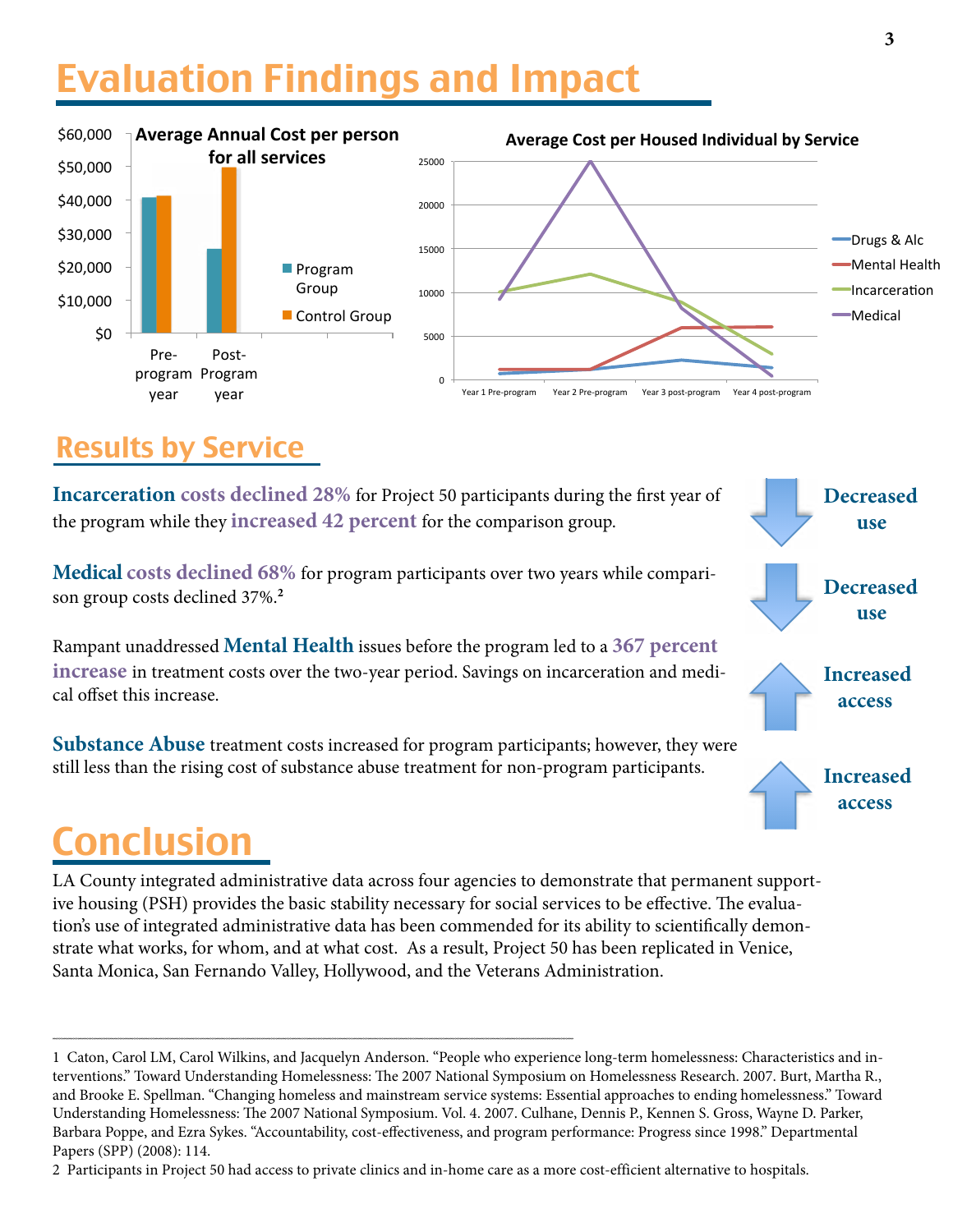# Evaluation Findings and Impact

Average Annual Cost per person for all services

$60,000
$50,000
$40,000
$30,000
$20,000
$10,000
$0

Pre-program year
Post-Program year

Program Group
Control Group

Average Cost per Housed Individual by Service

25000
20000
15000
10000
5000
0

Year 1 Pre-program
Year 2 Pre-program
Year 3 post-program
Year 4 post-program

Drugs & Alc
Mental Health
Incarceration
Medical

## Results by Service

**Incarceration costs declined 28%** for Project 50 participants during the first year of the program while they **increased 42 percent** for the comparison group.

Decreased use

**Medical costs declined 68%** for program participants over two years while comparison group costs declined 37%.[2]

Decreased use

Rampant unaddressed **Mental Health** issues before the program led to a **367 percent increase** in treatment costs over the two-year period. Savings on incarceration and medical offset this increase.

Increased access

**Substance Abuse** treatment costs increased for program participants; however, they were still less than the rising cost of substance abuse treatment for non-program participants.

Increased access

# Conclusion

LA County integrated administrative data across four agencies to demonstrate that permanent supportive housing (PSH) provides the basic stability necessary for social services to be effective. The evaluation's use of integrated administrative data has been commended for its ability to scientifically demonstrate what works, for whom, and at what cost. As a result, Project 50 has been replicated in Venice, Santa Monica, San Fernando Valley, Hollywood, and the Veterans Administration.

---

1 Caton, Carol LM, Carol Wilkins, and Jacquelyn Anderson. "People who experience long-term homelessness: Characteristics and interventions." Toward Understanding Homelessness: The 2007 National Symposium on Homelessness Research. 2007. Burt, Martha R., and Brooke E. Spellman. "Changing homeless and mainstream service systems: Essential approaches to ending homelessness." Toward Understanding Homelessness: The 2007 National Symposium. Vol. 4. 2007. Culhane, Dennis P., Kennen S. Gross, Wayne D. Parker, Barbara Poppe, and Ezra Sykes. "Accountability, cost-effectiveness, and program performance: Progress since 1998." Departmental Papers (SPP) (2008): 114.

2 Participants in Project 50 had access to private clinics and in-home care as a more cost-efficient alternative to hospitals.